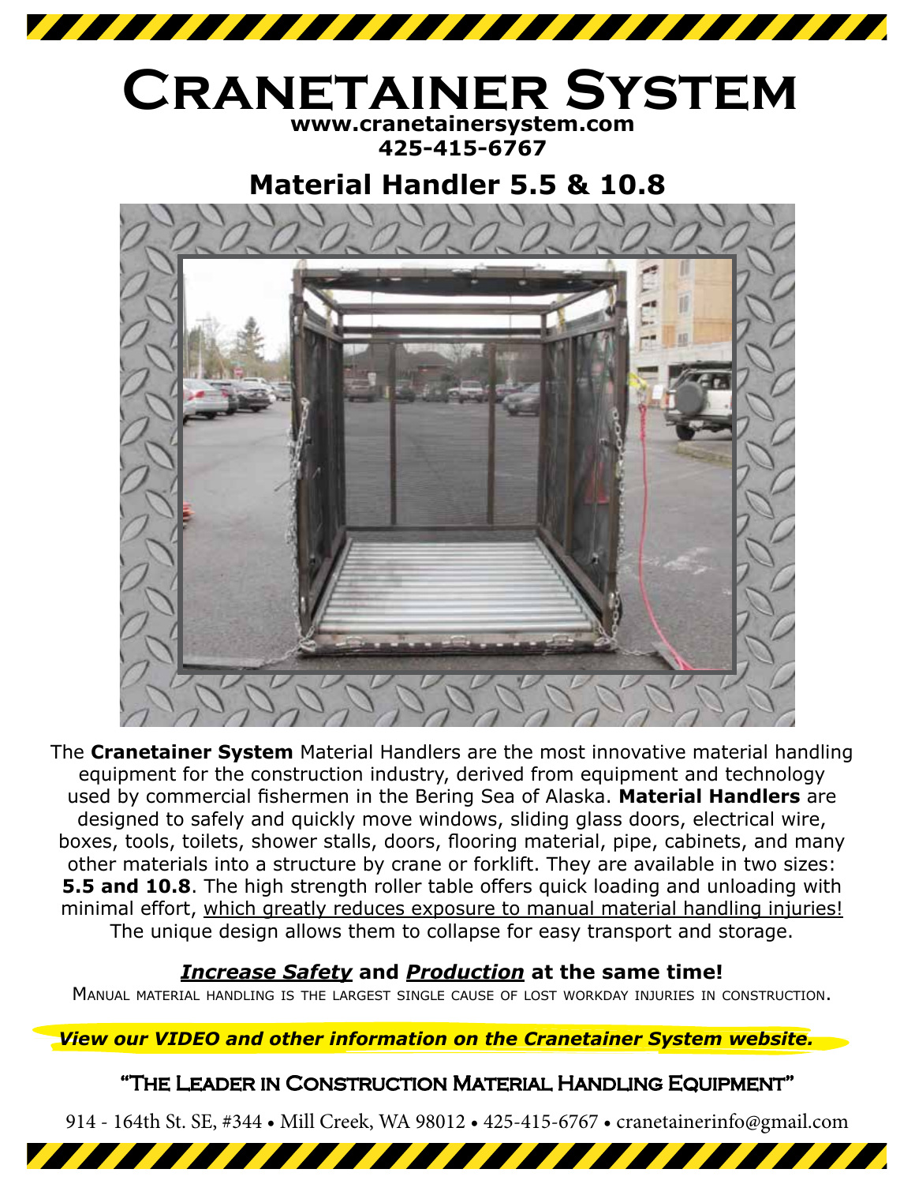# Cranetainer System

**www.cranetainersystem.com**
**425-415-6767**

## Material Handler 5.5 & 10.8

The **Cranetainer System** Material Handlers are the most innovative material handling equipment for the construction industry, derived from equipment and technology used by commercial fishermen in the Bering Sea of Alaska. **Material Handlers** are designed to safely and quickly move windows, sliding glass doors, electrical wire, boxes, tools, toilets, shower stalls, doors, flooring material, pipe, cabinets, and many other materials into a structure by crane or forklift. They are available in two sizes: **5.5 and 10.8**. The high strength roller table offers quick loading and unloading with minimal effort, <u>which greatly reduces exposure to manual material handling injuries!</u> The unique design allows them to collapse for easy transport and storage.

### ***<u>Increase Safety</u>*** **and** ***<u>Production</u>*** **at the same time!**

Manual material handling is the largest single cause of lost workday injuries in construction.

***View our VIDEO and other information on the Cranetainer System website.***

**"The Leader in Construction Material Handling Equipment"**

914 - 164th St. SE, #344 • Mill Creek, WA 98012 • 425-415-6767 • cranetainerinfo@gmail.com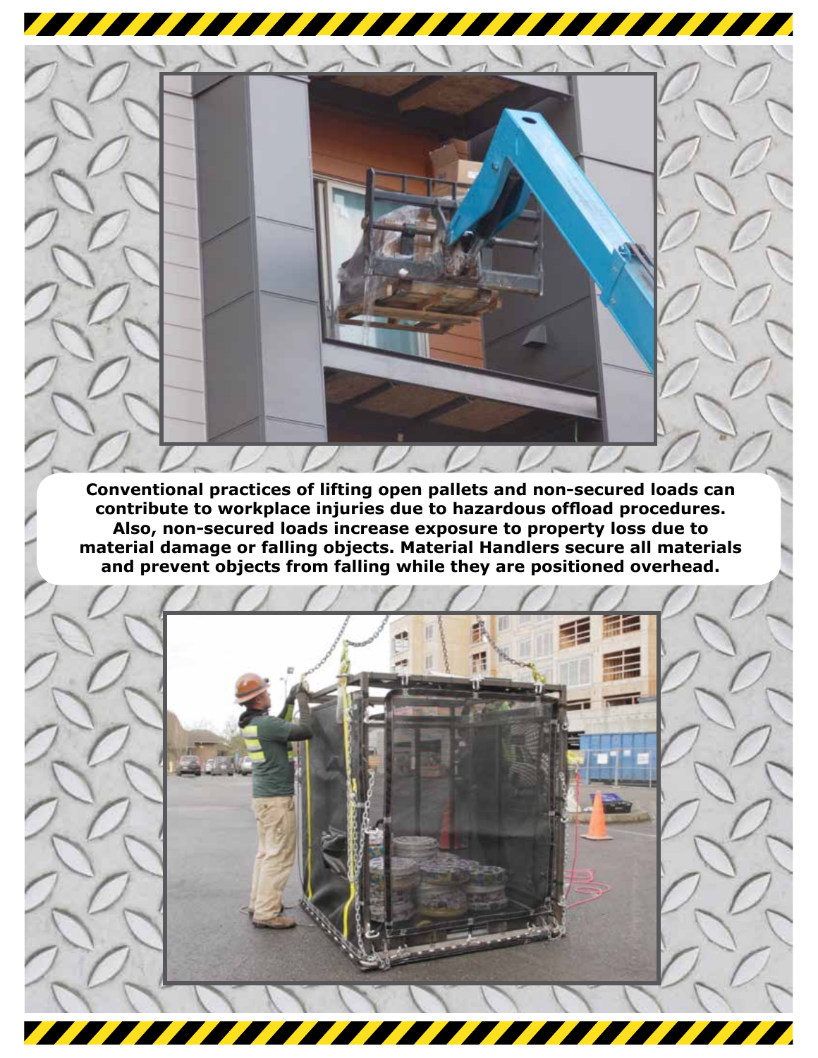**Conventional practices of lifting open pallets and non-secured loads can contribute to workplace injuries due to hazardous offload procedures. Also, non-secured loads increase exposure to property loss due to material damage or falling objects. Material Handlers secure all materials and prevent objects from falling while they are positioned overhead.**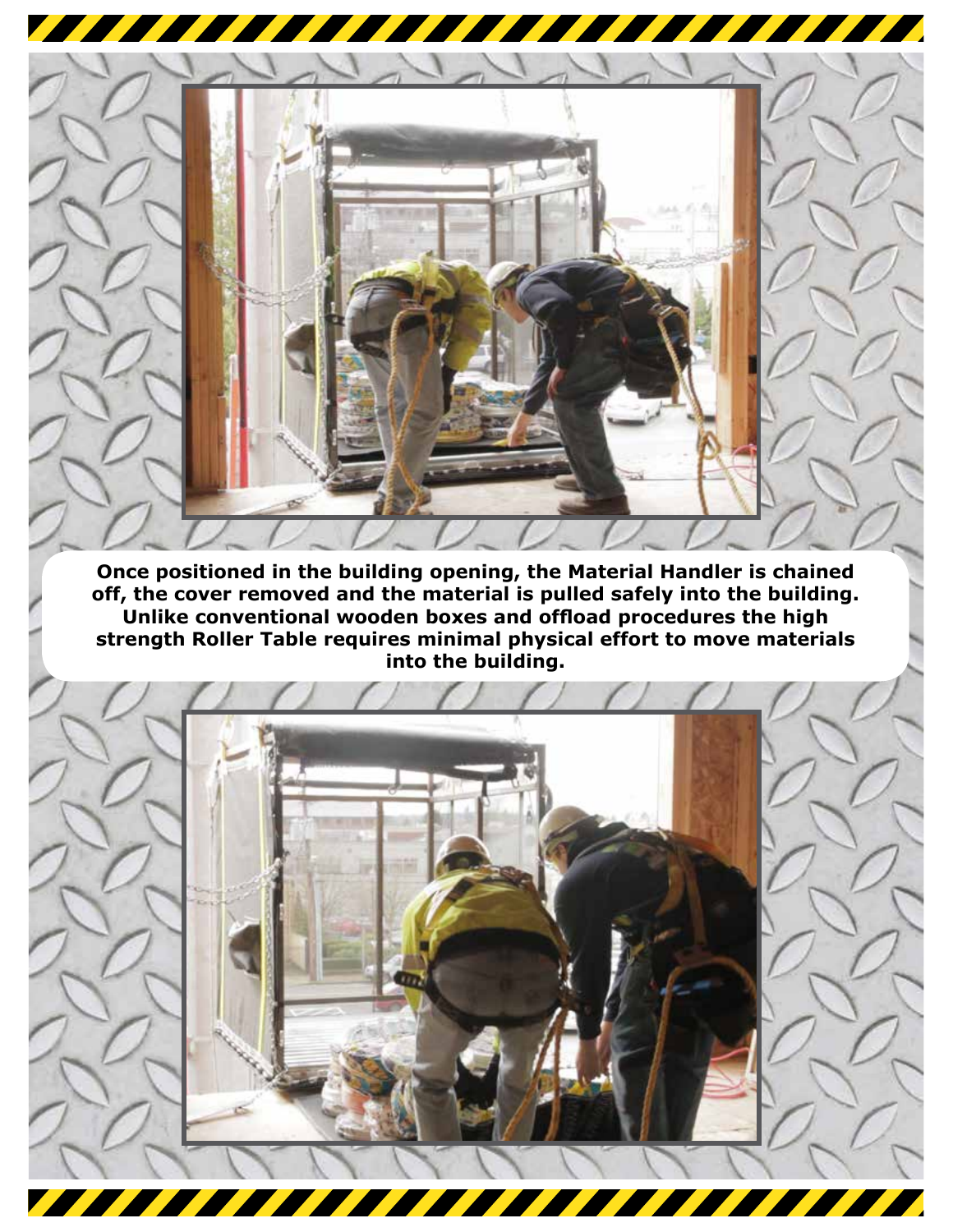**Once positioned in the building opening, the Material Handler is chained off, the cover removed and the material is pulled safely into the building. Unlike conventional wooden boxes and offload procedures the high strength Roller Table requires minimal physical effort to move materials into the building.**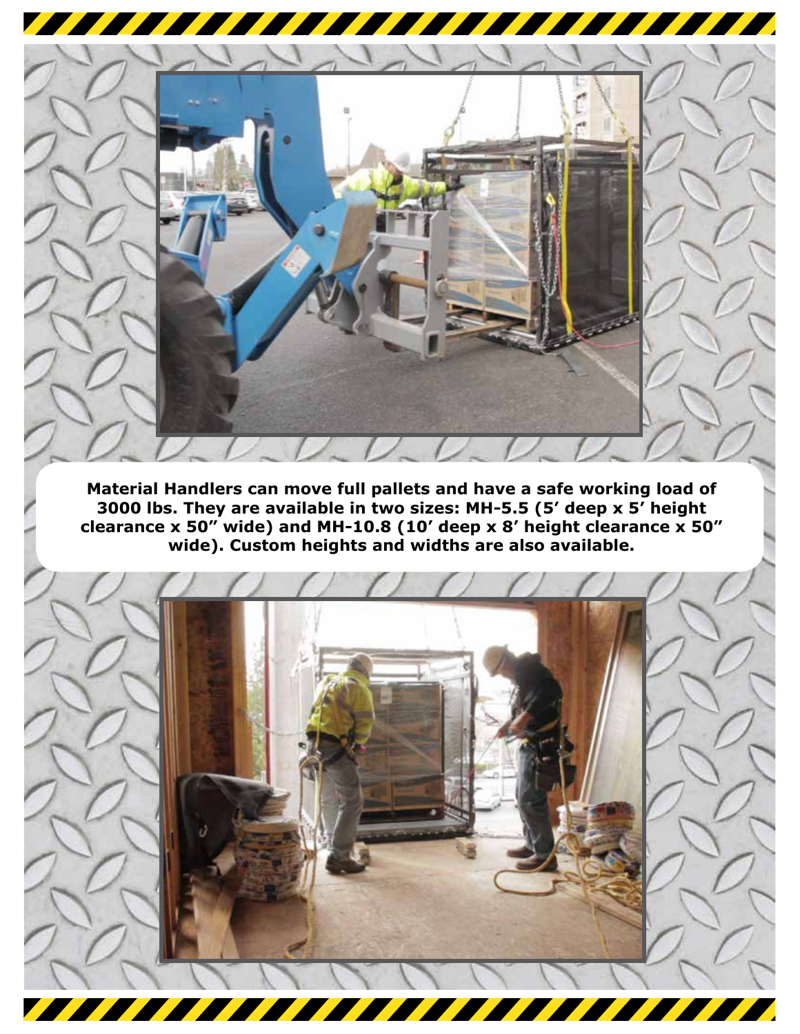**Material Handlers can move full pallets and have a safe working load of 3000 lbs. They are available in two sizes: MH-5.5 (5' deep x 5' height clearance x 50" wide) and MH-10.8 (10' deep x 8' height clearance x 50" wide). Custom heights and widths are also available.**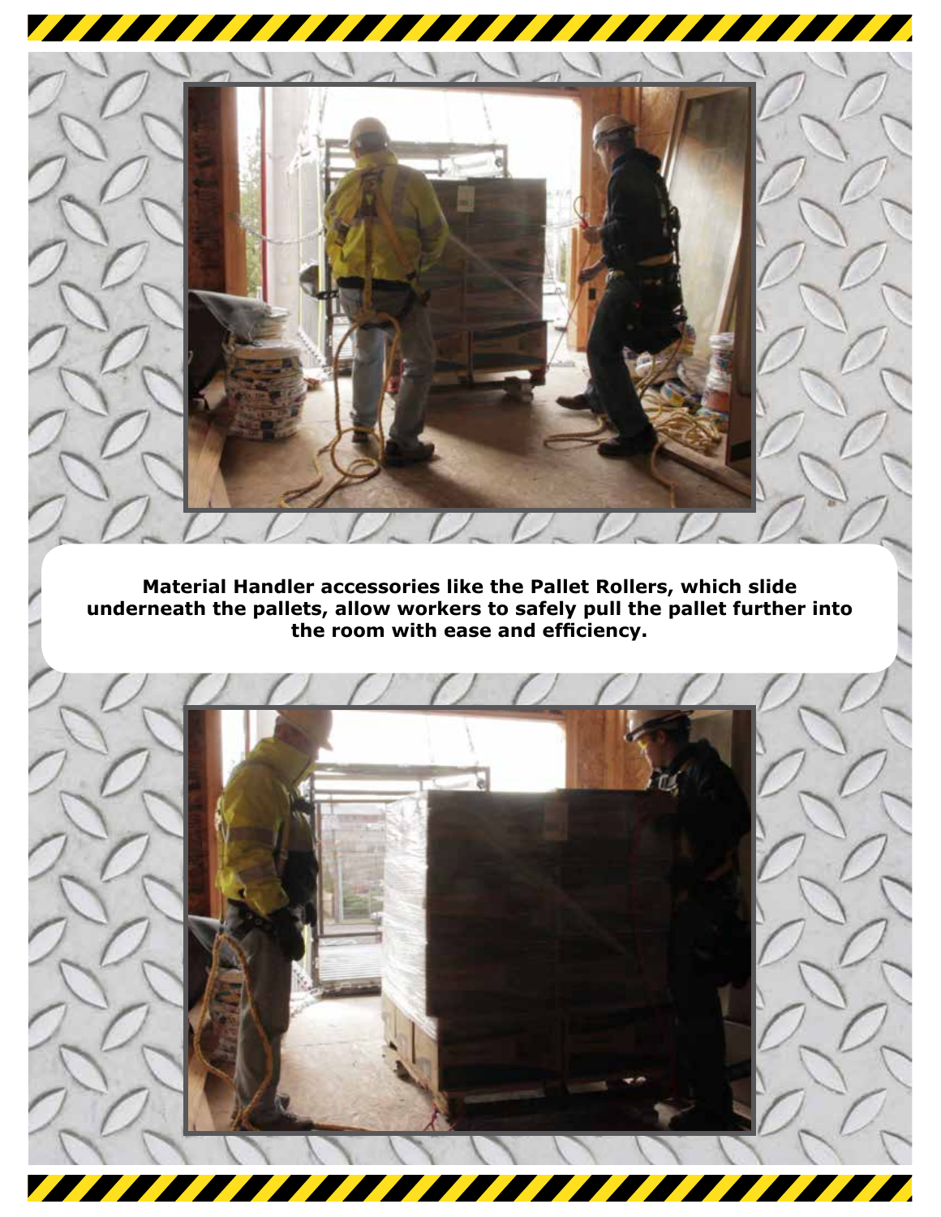**Material Handler accessories like the Pallet Rollers, which slide underneath the pallets, allow workers to safely pull the pallet further into the room with ease and efficiency.**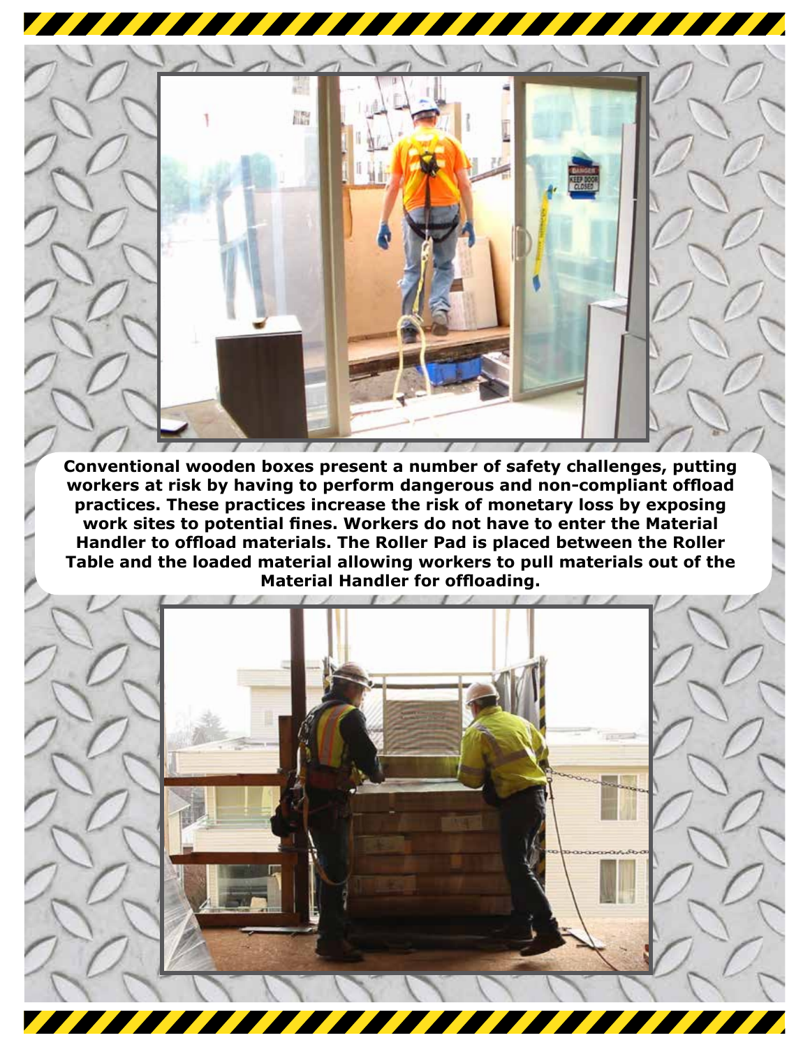**Conventional wooden boxes present a number of safety challenges, putting workers at risk by having to perform dangerous and non-compliant offload practices. These practices increase the risk of monetary loss by exposing work sites to potential fines. Workers do not have to enter the Material Handler to offload materials. The Roller Pad is placed between the Roller Table and the loaded material allowing workers to pull materials out of the Material Handler for offloading.**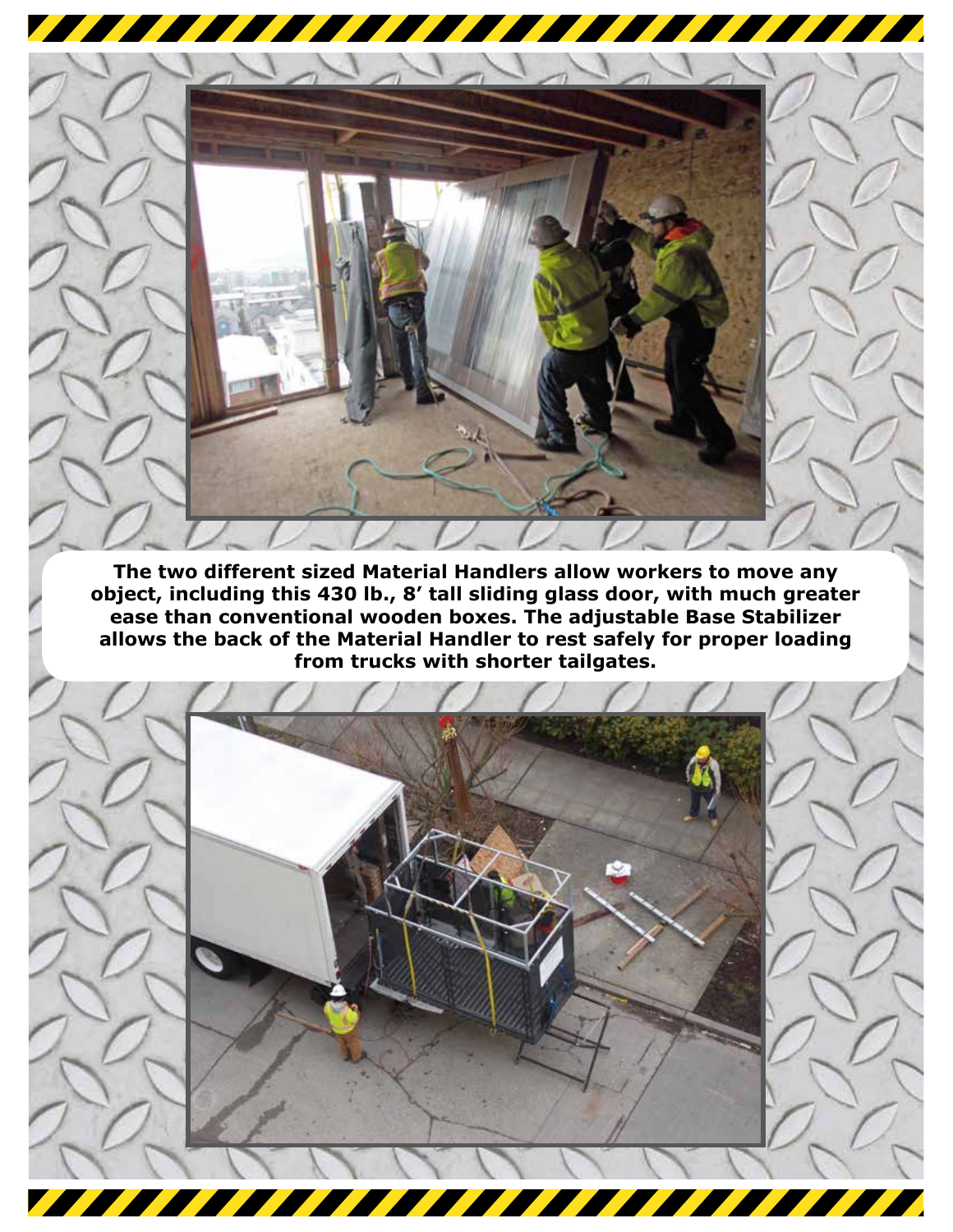**The two different sized Material Handlers allow workers to move any object, including this 430 lb., 8' tall sliding glass door, with much greater ease than conventional wooden boxes. The adjustable Base Stabilizer allows the back of the Material Handler to rest safely for proper loading from trucks with shorter tailgates.**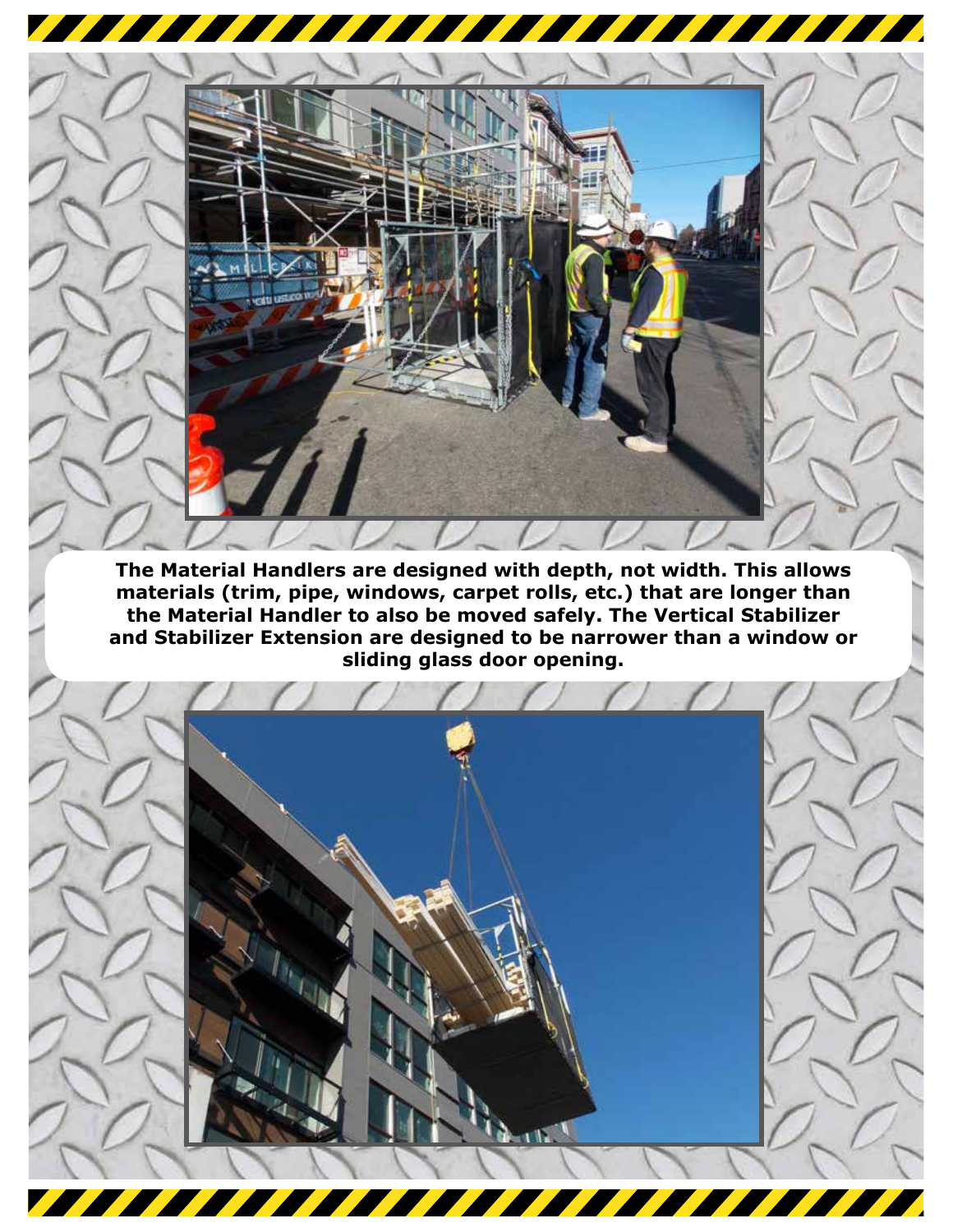**The Material Handlers are designed with depth, not width. This allows materials (trim, pipe, windows, carpet rolls, etc.) that are longer than the Material Handler to also be moved safely. The Vertical Stabilizer and Stabilizer Extension are designed to be narrower than a window or sliding glass door opening.**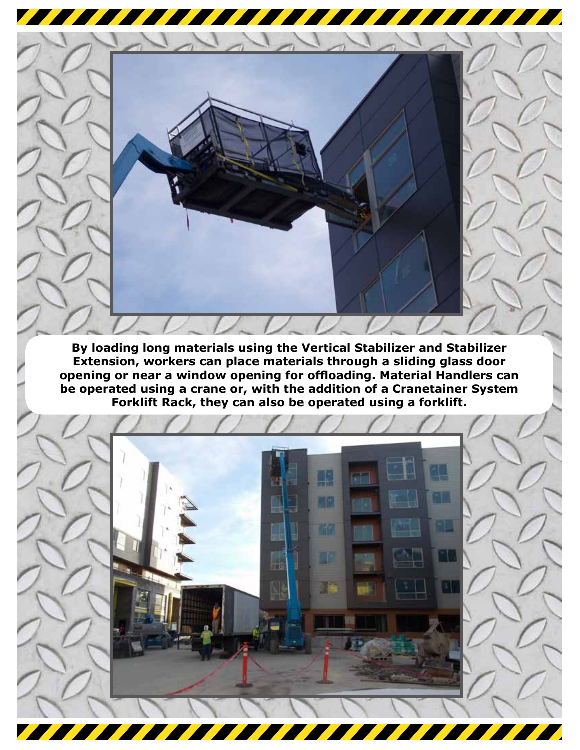**By loading long materials using the Vertical Stabilizer and Stabilizer Extension, workers can place materials through a sliding glass door opening or near a window opening for offloading. Material Handlers can be operated using a crane or, with the addition of a Cranetainer System Forklift Rack, they can also be operated using a forklift.**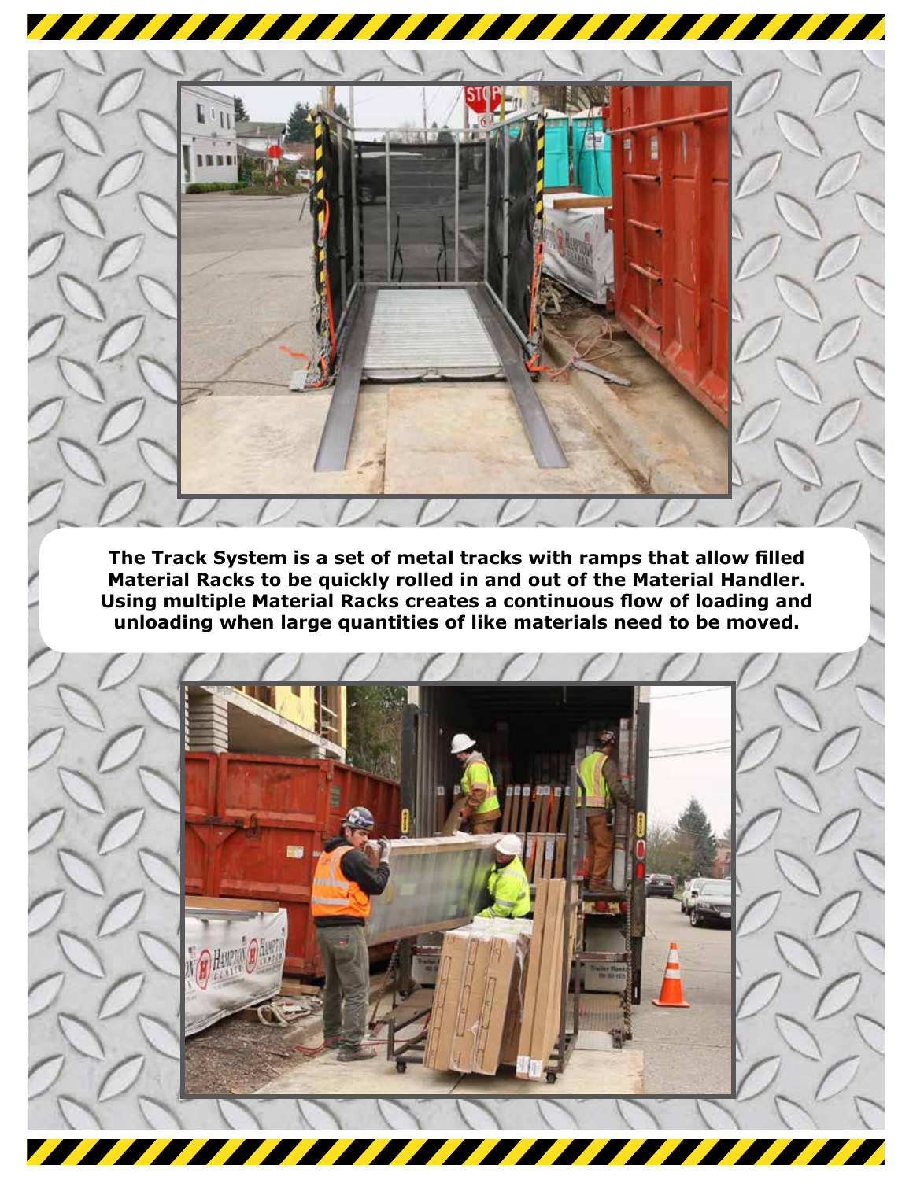**The Track System is a set of metal tracks with ramps that allow filled Material Racks to be quickly rolled in and out of the Material Handler. Using multiple Material Racks creates a continuous flow of loading and unloading when large quantities of like materials need to be moved.**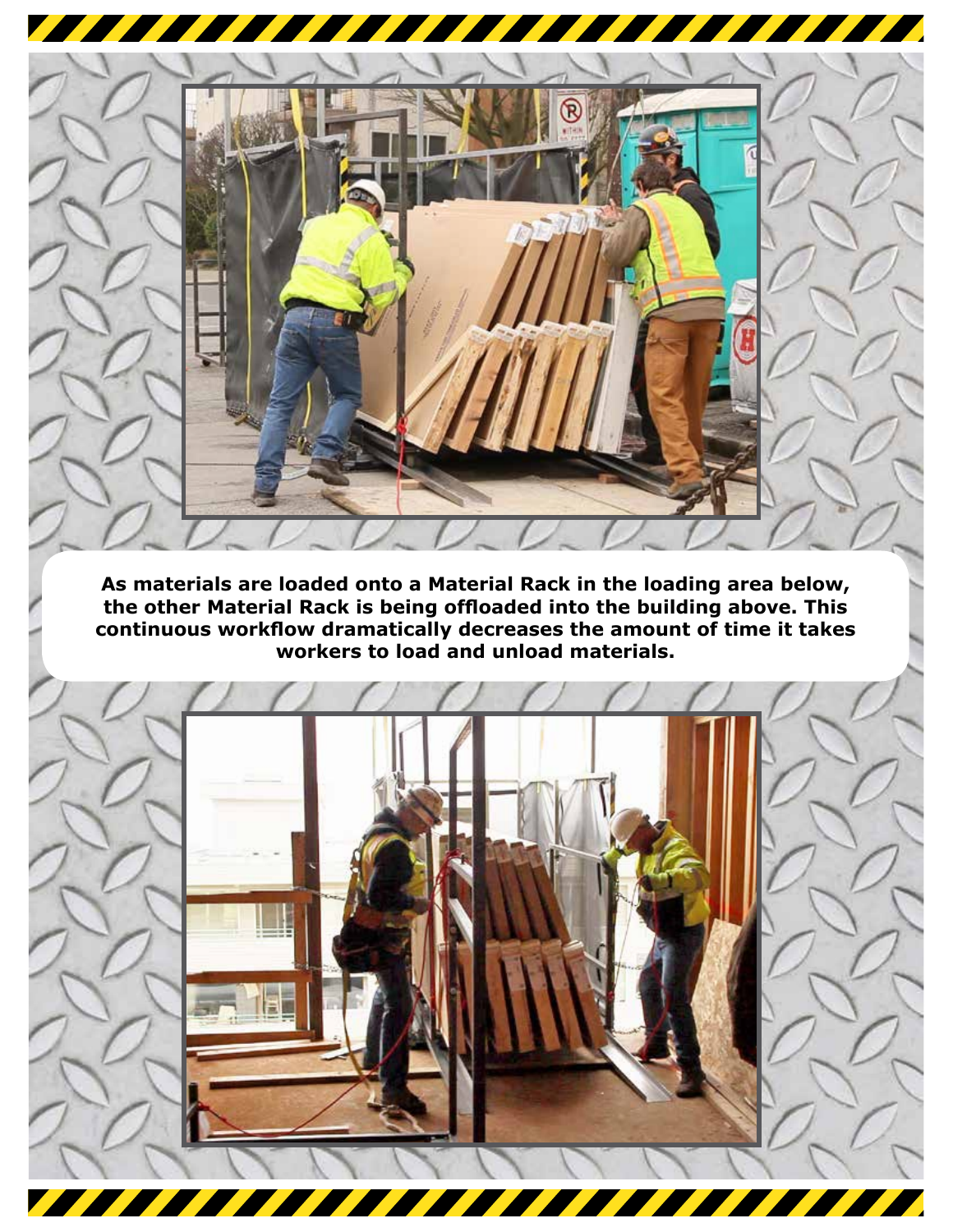**As materials are loaded onto a Material Rack in the loading area below, the other Material Rack is being offloaded into the building above. This continuous workflow dramatically decreases the amount of time it takes workers to load and unload materials.**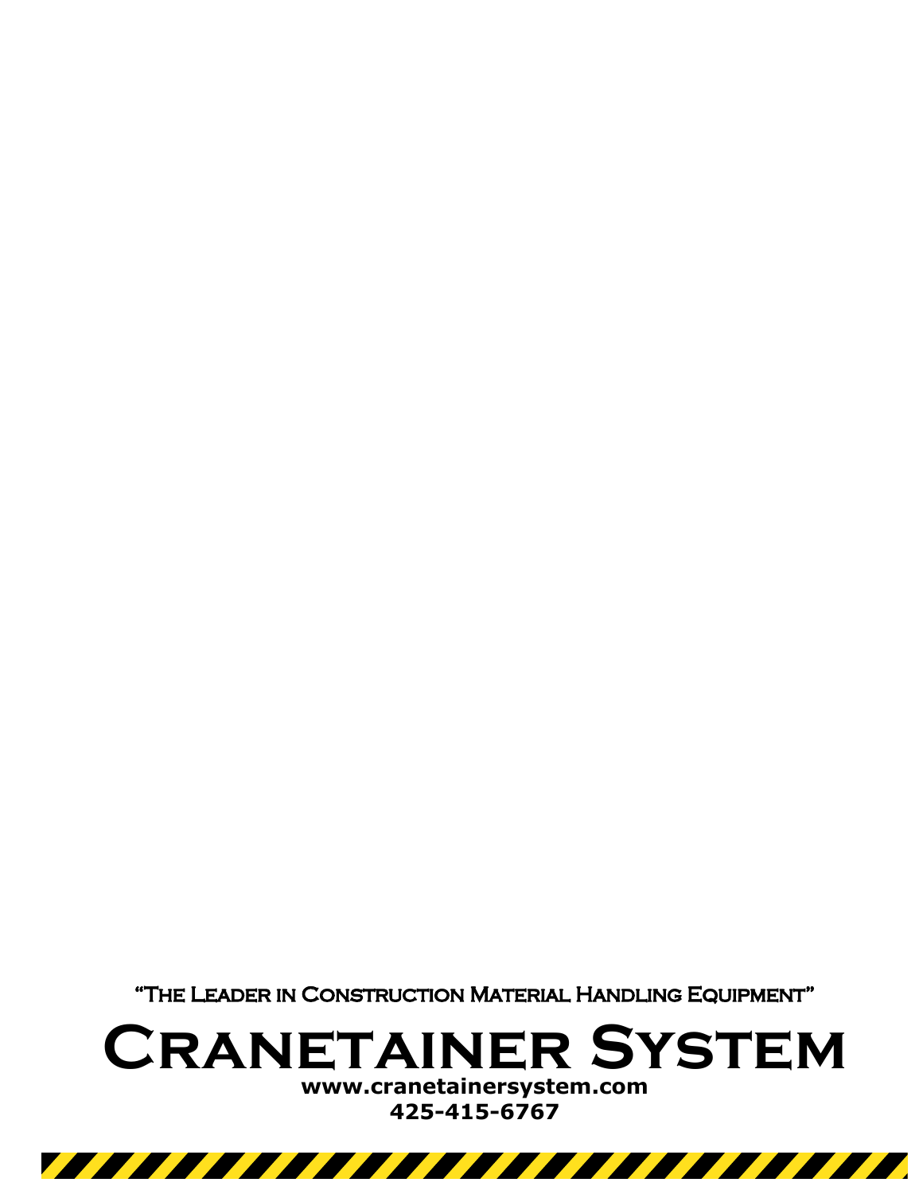"The Leader in Construction Material Handling Equipment"

# Cranetainer System

**www.cranetainersystem.com**

**425-415-6767**